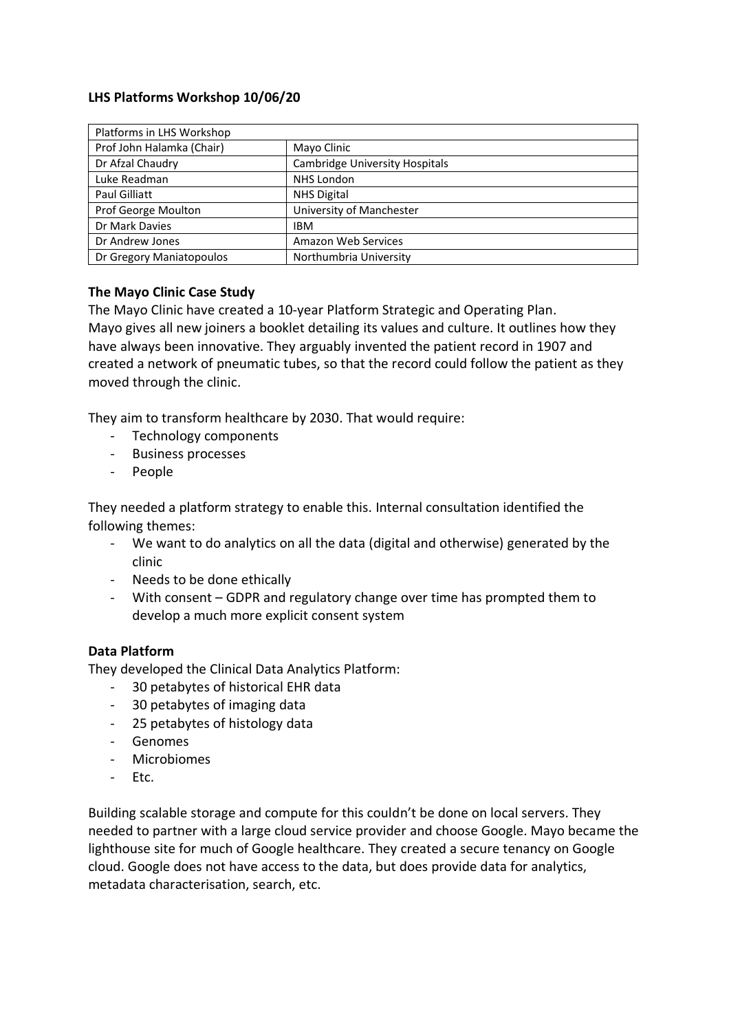**LHS Platforms Workshop 10/06/20**

| Platforms in LHS Workshop | |
|---|---|
| Prof John Halamka (Chair) | Mayo Clinic |
| Dr Afzal Chaudry | Cambridge University Hospitals |
| Luke Readman | NHS London |
| Paul Gilliatt | NHS Digital |
| Prof George Moulton | University of Manchester |
| Dr Mark Davies | IBM |
| Dr Andrew Jones | Amazon Web Services |
| Dr Gregory Maniatopoulos | Northumbria University |

**The Mayo Clinic Case Study**

The Mayo Clinic have created a 10-year Platform Strategic and Operating Plan.
Mayo gives all new joiners a booklet detailing its values and culture. It outlines how they have always been innovative. They arguably invented the patient record in 1907 and created a network of pneumatic tubes, so that the record could follow the patient as they moved through the clinic.

They aim to transform healthcare by 2030. That would require:

- Technology components
- Business processes
- People

They needed a platform strategy to enable this. Internal consultation identified the following themes:

- We want to do analytics on all the data (digital and otherwise) generated by the clinic
- Needs to be done ethically
- With consent – GDPR and regulatory change over time has prompted them to develop a much more explicit consent system

**Data Platform**

They developed the Clinical Data Analytics Platform:

- 30 petabytes of historical EHR data
- 30 petabytes of imaging data
- 25 petabytes of histology data
- Genomes
- Microbiomes
- Etc.

Building scalable storage and compute for this couldn't be done on local servers. They needed to partner with a large cloud service provider and choose Google. Mayo became the lighthouse site for much of Google healthcare. They created a secure tenancy on Google cloud. Google does not have access to the data, but does provide data for analytics, metadata characterisation, search, etc.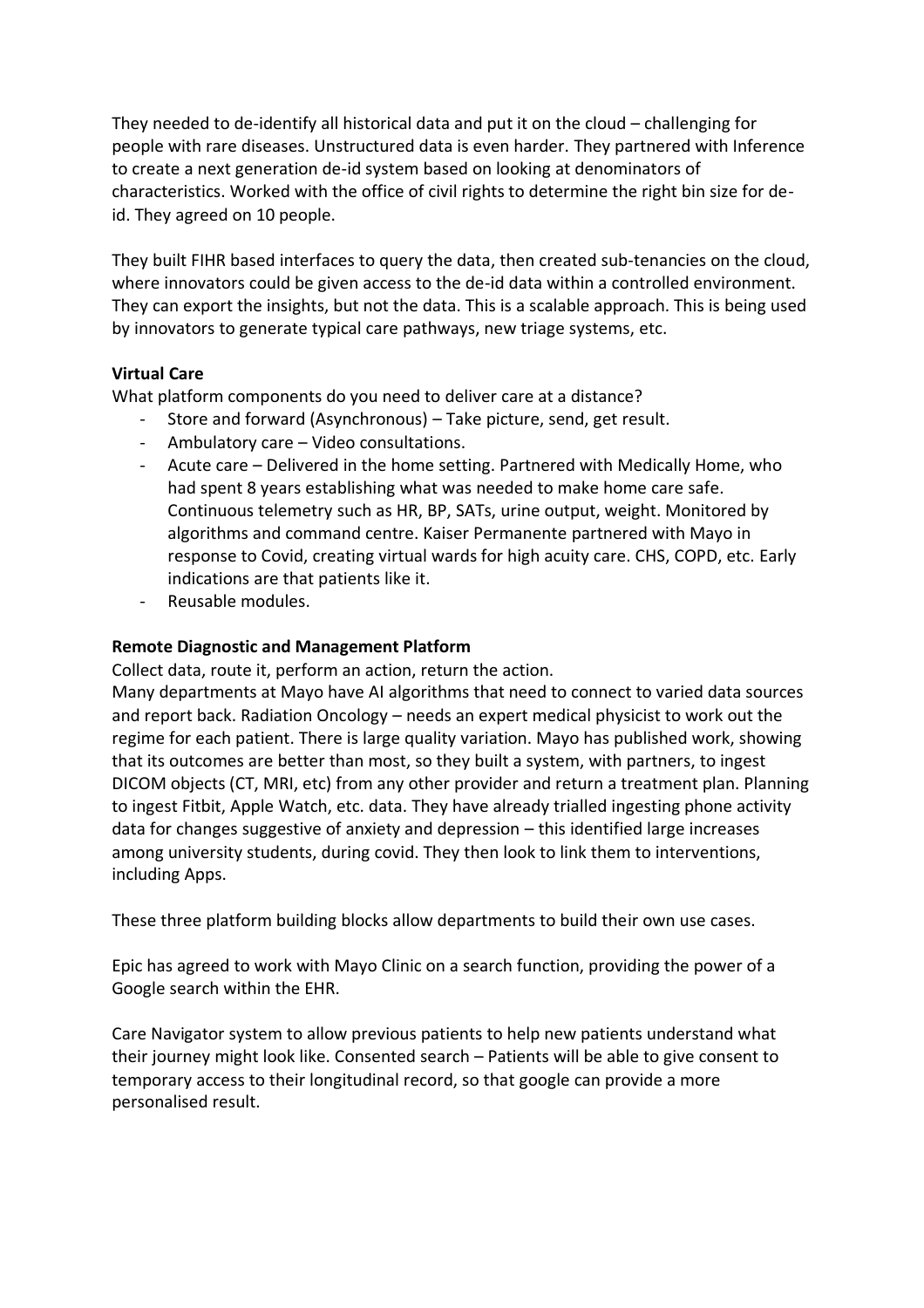They needed to de-identify all historical data and put it on the cloud – challenging for people with rare diseases. Unstructured data is even harder. They partnered with Inference to create a next generation de-id system based on looking at denominators of characteristics. Worked with the office of civil rights to determine the right bin size for de-id. They agreed on 10 people.

They built FIHR based interfaces to query the data, then created sub-tenancies on the cloud, where innovators could be given access to the de-id data within a controlled environment. They can export the insights, but not the data. This is a scalable approach. This is being used by innovators to generate typical care pathways, new triage systems, etc.

**Virtual Care**

What platform components do you need to deliver care at a distance?

- Store and forward (Asynchronous) – Take picture, send, get result.
- Ambulatory care – Video consultations.
- Acute care – Delivered in the home setting. Partnered with Medically Home, who had spent 8 years establishing what was needed to make home care safe. Continuous telemetry such as HR, BP, SATs, urine output, weight. Monitored by algorithms and command centre. Kaiser Permanente partnered with Mayo in response to Covid, creating virtual wards for high acuity care. CHS, COPD, etc. Early indications are that patients like it.
- Reusable modules.

**Remote Diagnostic and Management Platform**

Collect data, route it, perform an action, return the action.

Many departments at Mayo have AI algorithms that need to connect to varied data sources and report back. Radiation Oncology – needs an expert medical physicist to work out the regime for each patient. There is large quality variation. Mayo has published work, showing that its outcomes are better than most, so they built a system, with partners, to ingest DICOM objects (CT, MRI, etc) from any other provider and return a treatment plan. Planning to ingest Fitbit, Apple Watch, etc. data. They have already trialled ingesting phone activity data for changes suggestive of anxiety and depression – this identified large increases among university students, during covid. They then look to link them to interventions, including Apps.

These three platform building blocks allow departments to build their own use cases.

Epic has agreed to work with Mayo Clinic on a search function, providing the power of a Google search within the EHR.

Care Navigator system to allow previous patients to help new patients understand what their journey might look like. Consented search – Patients will be able to give consent to temporary access to their longitudinal record, so that google can provide a more personalised result.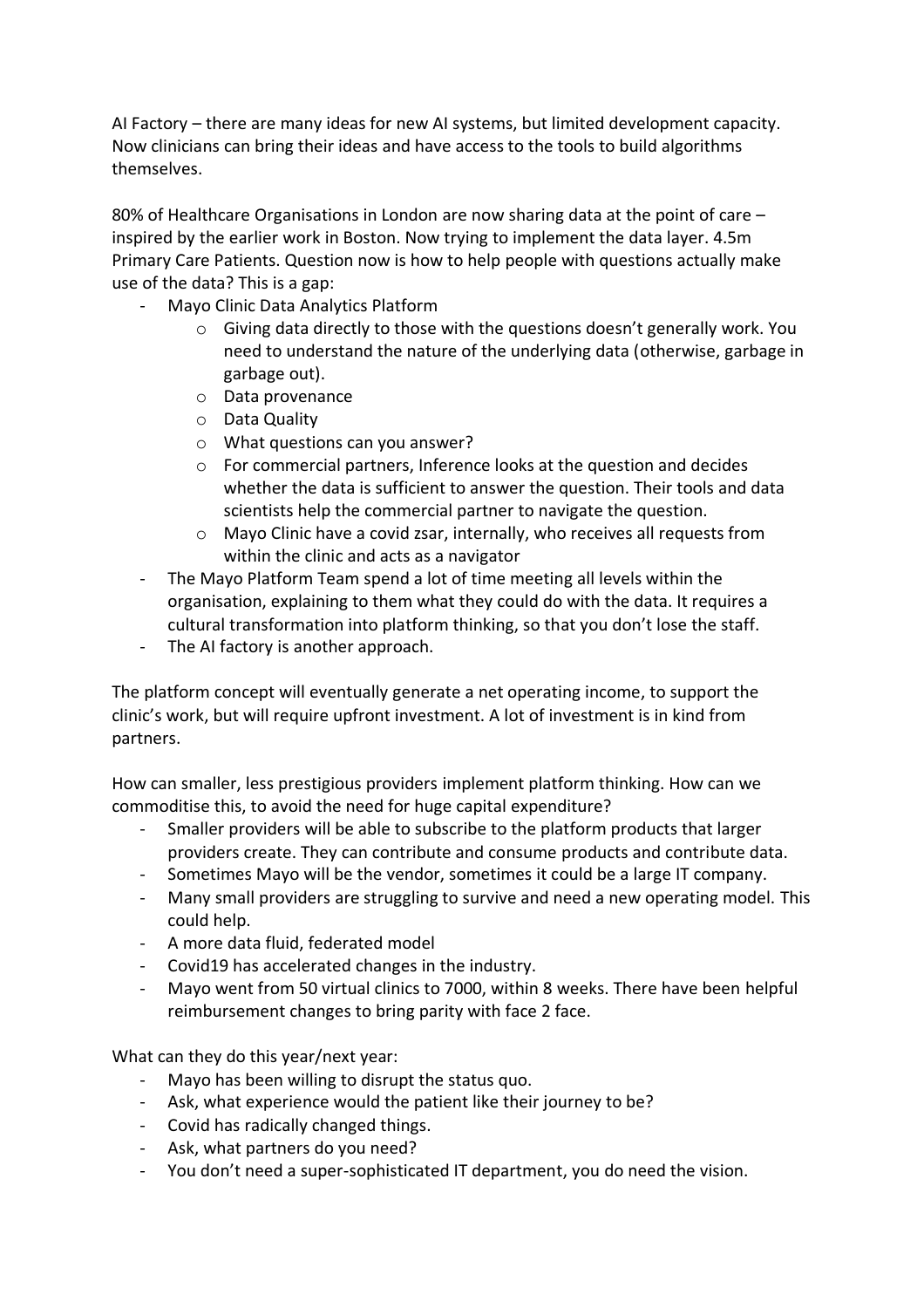AI Factory – there are many ideas for new AI systems, but limited development capacity. Now clinicians can bring their ideas and have access to the tools to build algorithms themselves.

80% of Healthcare Organisations in London are now sharing data at the point of care – inspired by the earlier work in Boston. Now trying to implement the data layer. 4.5m Primary Care Patients. Question now is how to help people with questions actually make use of the data? This is a gap:

- Mayo Clinic Data Analytics Platform
  - Giving data directly to those with the questions doesn't generally work. You need to understand the nature of the underlying data (otherwise, garbage in garbage out).
  - Data provenance
  - Data Quality
  - What questions can you answer?
  - For commercial partners, Inference looks at the question and decides whether the data is sufficient to answer the question. Their tools and data scientists help the commercial partner to navigate the question.
  - Mayo Clinic have a covid zsar, internally, who receives all requests from within the clinic and acts as a navigator
- The Mayo Platform Team spend a lot of time meeting all levels within the organisation, explaining to them what they could do with the data. It requires a cultural transformation into platform thinking, so that you don't lose the staff.
- The AI factory is another approach.

The platform concept will eventually generate a net operating income, to support the clinic's work, but will require upfront investment. A lot of investment is in kind from partners.

How can smaller, less prestigious providers implement platform thinking. How can we commoditise this, to avoid the need for huge capital expenditure?

- Smaller providers will be able to subscribe to the platform products that larger providers create. They can contribute and consume products and contribute data.
- Sometimes Mayo will be the vendor, sometimes it could be a large IT company.
- Many small providers are struggling to survive and need a new operating model. This could help.
- A more data fluid, federated model
- Covid19 has accelerated changes in the industry.
- Mayo went from 50 virtual clinics to 7000, within 8 weeks. There have been helpful reimbursement changes to bring parity with face 2 face.

What can they do this year/next year:

- Mayo has been willing to disrupt the status quo.
- Ask, what experience would the patient like their journey to be?
- Covid has radically changed things.
- Ask, what partners do you need?
- You don't need a super-sophisticated IT department, you do need the vision.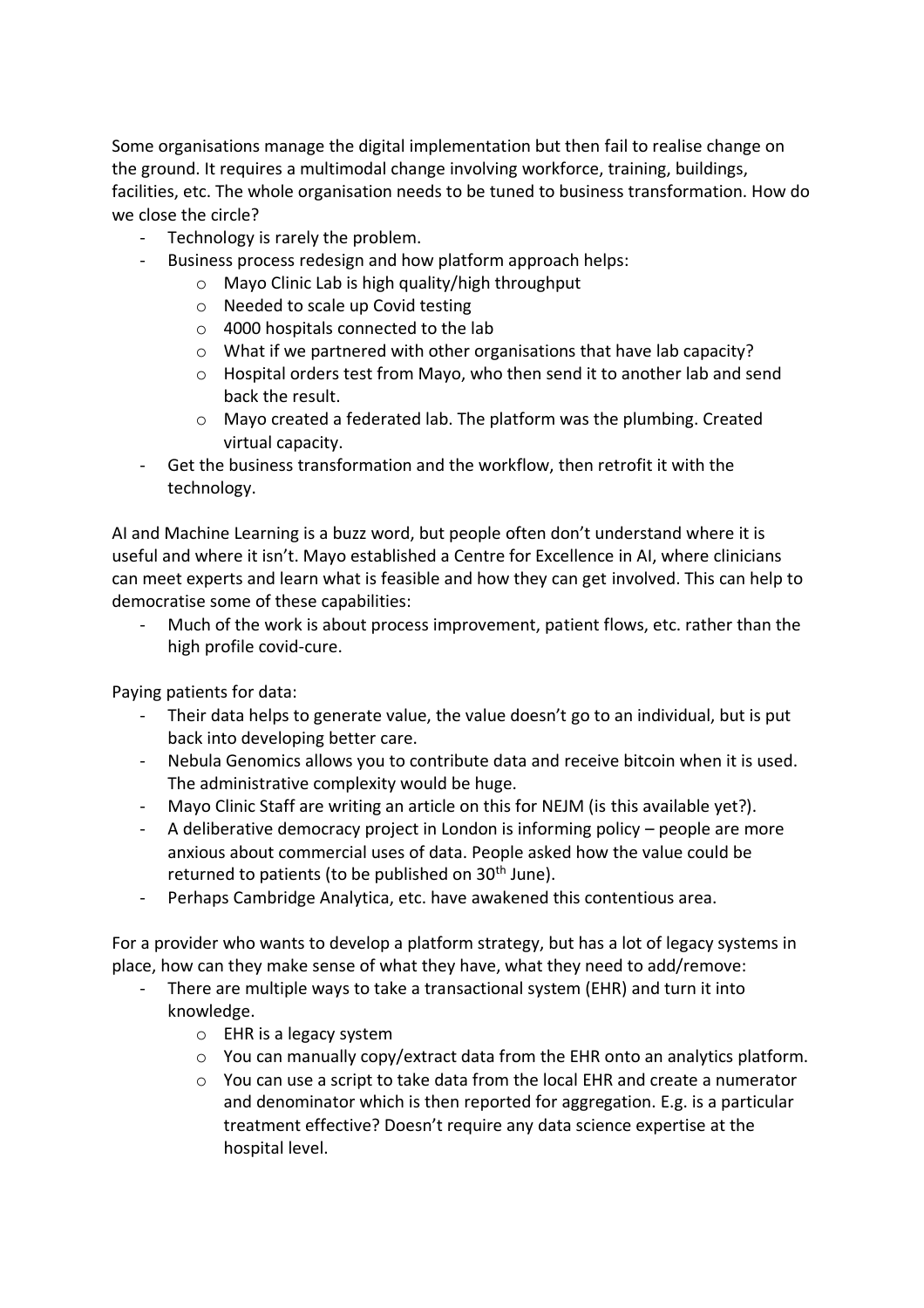Some organisations manage the digital implementation but then fail to realise change on the ground. It requires a multimodal change involving workforce, training, buildings, facilities, etc. The whole organisation needs to be tuned to business transformation. How do we close the circle?

- Technology is rarely the problem.
- Business process redesign and how platform approach helps:
  - Mayo Clinic Lab is high quality/high throughput
  - Needed to scale up Covid testing
  - 4000 hospitals connected to the lab
  - What if we partnered with other organisations that have lab capacity?
  - Hospital orders test from Mayo, who then send it to another lab and send back the result.
  - Mayo created a federated lab. The platform was the plumbing. Created virtual capacity.
- Get the business transformation and the workflow, then retrofit it with the technology.

AI and Machine Learning is a buzz word, but people often don't understand where it is useful and where it isn't. Mayo established a Centre for Excellence in AI, where clinicians can meet experts and learn what is feasible and how they can get involved. This can help to democratise some of these capabilities:

- Much of the work is about process improvement, patient flows, etc. rather than the high profile covid-cure.

Paying patients for data:

- Their data helps to generate value, the value doesn't go to an individual, but is put back into developing better care.
- Nebula Genomics allows you to contribute data and receive bitcoin when it is used. The administrative complexity would be huge.
- Mayo Clinic Staff are writing an article on this for NEJM (is this available yet?).
- A deliberative democracy project in London is informing policy – people are more anxious about commercial uses of data. People asked how the value could be returned to patients (to be published on 30th June).
- Perhaps Cambridge Analytica, etc. have awakened this contentious area.

For a provider who wants to develop a platform strategy, but has a lot of legacy systems in place, how can they make sense of what they have, what they need to add/remove:

- There are multiple ways to take a transactional system (EHR) and turn it into knowledge.
  - EHR is a legacy system
  - You can manually copy/extract data from the EHR onto an analytics platform.
  - You can use a script to take data from the local EHR and create a numerator and denominator which is then reported for aggregation. E.g. is a particular treatment effective? Doesn't require any data science expertise at the hospital level.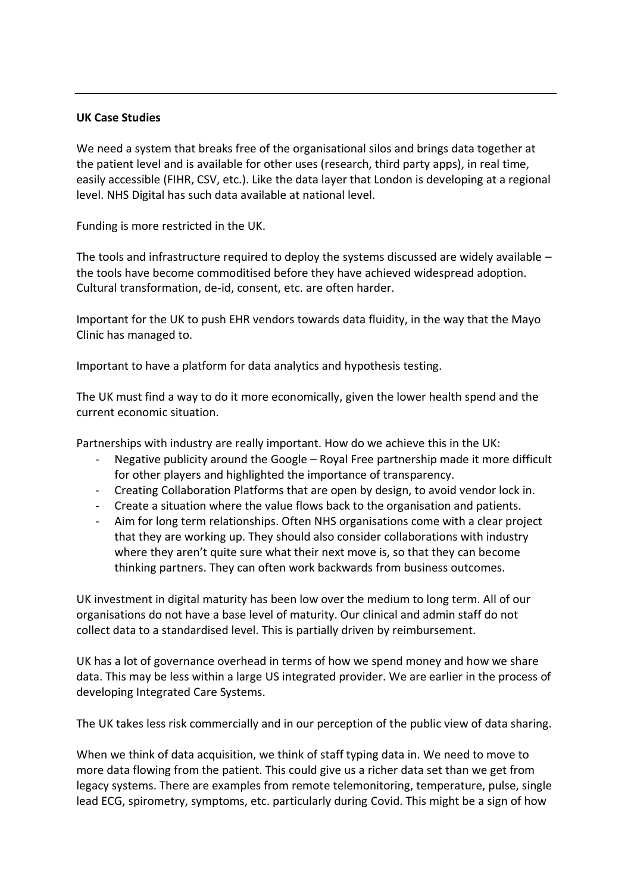**UK Case Studies**

We need a system that breaks free of the organisational silos and brings data together at the patient level and is available for other uses (research, third party apps), in real time, easily accessible (FIHR, CSV, etc.). Like the data layer that London is developing at a regional level. NHS Digital has such data available at national level.

Funding is more restricted in the UK.

The tools and infrastructure required to deploy the systems discussed are widely available – the tools have become commoditised before they have achieved widespread adoption. Cultural transformation, de-id, consent, etc. are often harder.

Important for the UK to push EHR vendors towards data fluidity, in the way that the Mayo Clinic has managed to.

Important to have a platform for data analytics and hypothesis testing.

The UK must find a way to do it more economically, given the lower health spend and the current economic situation.

Partnerships with industry are really important. How do we achieve this in the UK:

- Negative publicity around the Google – Royal Free partnership made it more difficult for other players and highlighted the importance of transparency.
- Creating Collaboration Platforms that are open by design, to avoid vendor lock in.
- Create a situation where the value flows back to the organisation and patients.
- Aim for long term relationships. Often NHS organisations come with a clear project that they are working up. They should also consider collaborations with industry where they aren't quite sure what their next move is, so that they can become thinking partners. They can often work backwards from business outcomes.

UK investment in digital maturity has been low over the medium to long term. All of our organisations do not have a base level of maturity. Our clinical and admin staff do not collect data to a standardised level. This is partially driven by reimbursement.

UK has a lot of governance overhead in terms of how we spend money and how we share data. This may be less within a large US integrated provider. We are earlier in the process of developing Integrated Care Systems.

The UK takes less risk commercially and in our perception of the public view of data sharing.

When we think of data acquisition, we think of staff typing data in. We need to move to more data flowing from the patient. This could give us a richer data set than we get from legacy systems. There are examples from remote telemonitoring, temperature, pulse, single lead ECG, spirometry, symptoms, etc. particularly during Covid. This might be a sign of how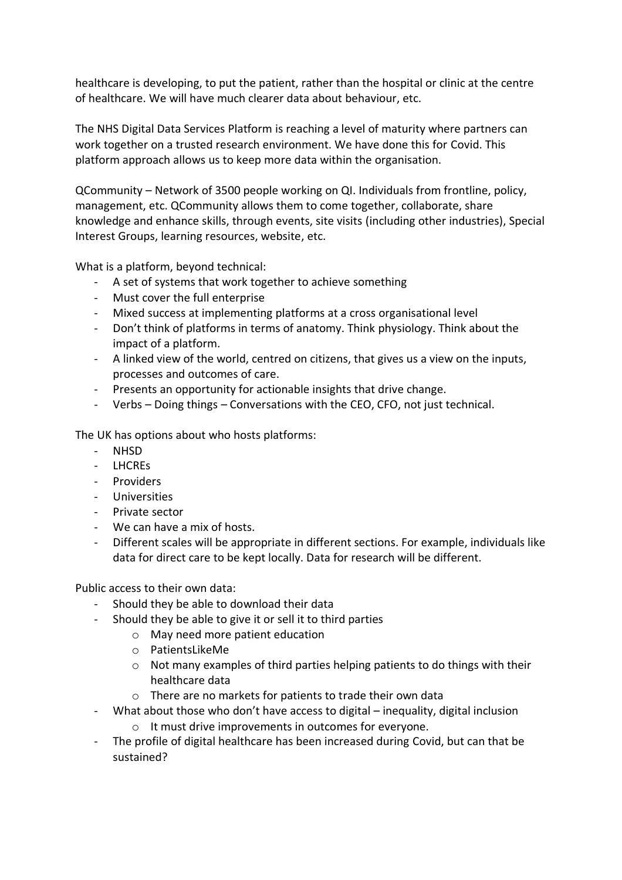healthcare is developing, to put the patient, rather than the hospital or clinic at the centre of healthcare. We will have much clearer data about behaviour, etc.

The NHS Digital Data Services Platform is reaching a level of maturity where partners can work together on a trusted research environment. We have done this for Covid. This platform approach allows us to keep more data within the organisation.

QCommunity – Network of 3500 people working on QI. Individuals from frontline, policy, management, etc. QCommunity allows them to come together, collaborate, share knowledge and enhance skills, through events, site visits (including other industries), Special Interest Groups, learning resources, website, etc.

What is a platform, beyond technical:

- A set of systems that work together to achieve something
- Must cover the full enterprise
- Mixed success at implementing platforms at a cross organisational level
- Don't think of platforms in terms of anatomy. Think physiology. Think about the impact of a platform.
- A linked view of the world, centred on citizens, that gives us a view on the inputs, processes and outcomes of care.
- Presents an opportunity for actionable insights that drive change.
- Verbs – Doing things – Conversations with the CEO, CFO, not just technical.

The UK has options about who hosts platforms:

- NHSD
- LHCREs
- Providers
- Universities
- Private sector
- We can have a mix of hosts.
- Different scales will be appropriate in different sections. For example, individuals like data for direct care to be kept locally. Data for research will be different.

Public access to their own data:

- Should they be able to download their data
- Should they be able to give it or sell it to third parties
  - May need more patient education
  - PatientsLikeMe
  - Not many examples of third parties helping patients to do things with their healthcare data
  - There are no markets for patients to trade their own data
- What about those who don't have access to digital – inequality, digital inclusion
  - It must drive improvements in outcomes for everyone.
- The profile of digital healthcare has been increased during Covid, but can that be sustained?